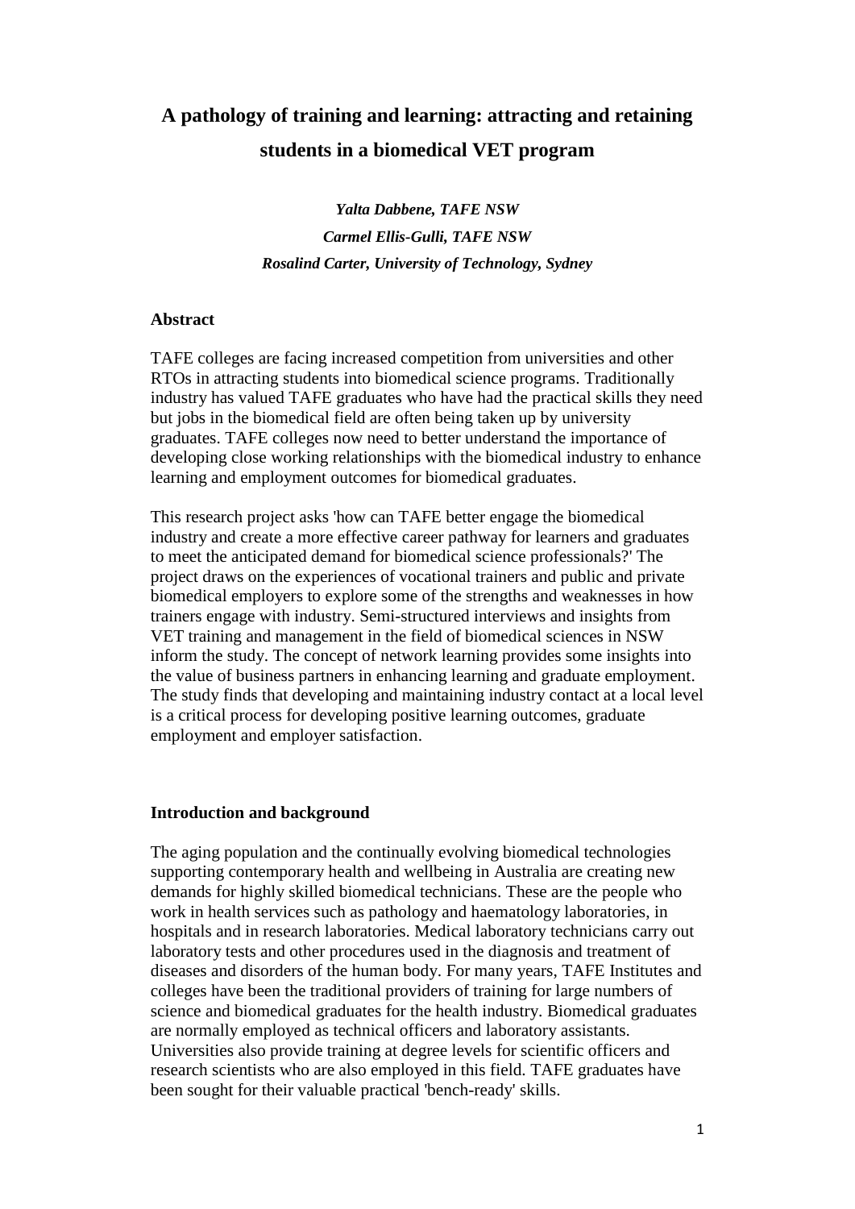# A pathology of training and learning: attracting and retaining students in a biomedical VET program

***Yalta Dabbene, TAFE NSW***

***Carmel Ellis-Gulli, TAFE NSW***

***Rosalind Carter, University of Technology, Sydney***

## Abstract

TAFE colleges are facing increased competition from universities and other RTOs in attracting students into biomedical science programs. Traditionally industry has valued TAFE graduates who have had the practical skills they need but jobs in the biomedical field are often being taken up by university graduates. TAFE colleges now need to better understand the importance of developing close working relationships with the biomedical industry to enhance learning and employment outcomes for biomedical graduates.

This research project asks 'how can TAFE better engage the biomedical industry and create a more effective career pathway for learners and graduates to meet the anticipated demand for biomedical science professionals?' The project draws on the experiences of vocational trainers and public and private biomedical employers to explore some of the strengths and weaknesses in how trainers engage with industry. Semi-structured interviews and insights from VET training and management in the field of biomedical sciences in NSW inform the study. The concept of network learning provides some insights into the value of business partners in enhancing learning and graduate employment. The study finds that developing and maintaining industry contact at a local level is a critical process for developing positive learning outcomes, graduate employment and employer satisfaction.

## Introduction and background

The aging population and the continually evolving biomedical technologies supporting contemporary health and wellbeing in Australia are creating new demands for highly skilled biomedical technicians. These are the people who work in health services such as pathology and haematology laboratories, in hospitals and in research laboratories. Medical laboratory technicians carry out laboratory tests and other procedures used in the diagnosis and treatment of diseases and disorders of the human body. For many years, TAFE Institutes and colleges have been the traditional providers of training for large numbers of science and biomedical graduates for the health industry. Biomedical graduates are normally employed as technical officers and laboratory assistants. Universities also provide training at degree levels for scientific officers and research scientists who are also employed in this field. TAFE graduates have been sought for their valuable practical 'bench-ready' skills.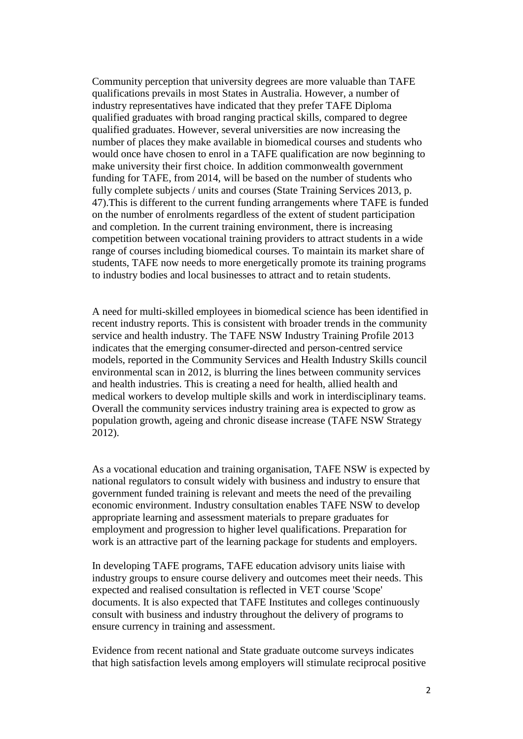Community perception that university degrees are more valuable than TAFE qualifications prevails in most States in Australia. However, a number of industry representatives have indicated that they prefer TAFE Diploma qualified graduates with broad ranging practical skills, compared to degree qualified graduates. However, several universities are now increasing the number of places they make available in biomedical courses and students who would once have chosen to enrol in a TAFE qualification are now beginning to make university their first choice. In addition commonwealth government funding for TAFE, from 2014, will be based on the number of students who fully complete subjects / units and courses (State Training Services 2013, p. 47).This is different to the current funding arrangements where TAFE is funded on the number of enrolments regardless of the extent of student participation and completion. In the current training environment, there is increasing competition between vocational training providers to attract students in a wide range of courses including biomedical courses. To maintain its market share of students, TAFE now needs to more energetically promote its training programs to industry bodies and local businesses to attract and to retain students.

A need for multi-skilled employees in biomedical science has been identified in recent industry reports. This is consistent with broader trends in the community service and health industry. The TAFE NSW Industry Training Profile 2013 indicates that the emerging consumer-directed and person-centred service models, reported in the Community Services and Health Industry Skills council environmental scan in 2012, is blurring the lines between community services and health industries. This is creating a need for health, allied health and medical workers to develop multiple skills and work in interdisciplinary teams. Overall the community services industry training area is expected to grow as population growth, ageing and chronic disease increase (TAFE NSW Strategy 2012).

As a vocational education and training organisation, TAFE NSW is expected by national regulators to consult widely with business and industry to ensure that government funded training is relevant and meets the need of the prevailing economic environment. Industry consultation enables TAFE NSW to develop appropriate learning and assessment materials to prepare graduates for employment and progression to higher level qualifications. Preparation for work is an attractive part of the learning package for students and employers.

In developing TAFE programs, TAFE education advisory units liaise with industry groups to ensure course delivery and outcomes meet their needs. This expected and realised consultation is reflected in VET course 'Scope' documents. It is also expected that TAFE Institutes and colleges continuously consult with business and industry throughout the delivery of programs to ensure currency in training and assessment.

Evidence from recent national and State graduate outcome surveys indicates that high satisfaction levels among employers will stimulate reciprocal positive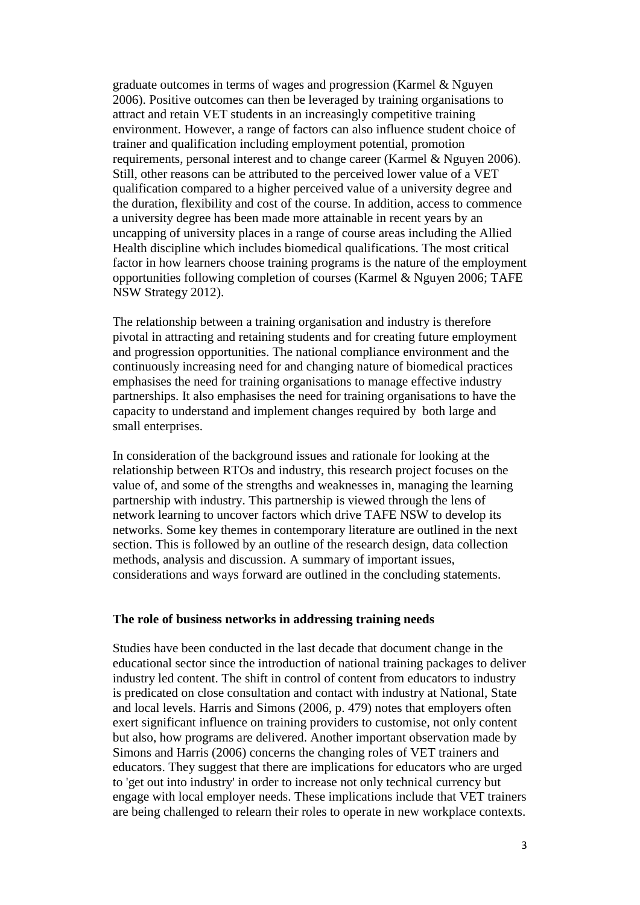graduate outcomes in terms of wages and progression (Karmel & Nguyen 2006). Positive outcomes can then be leveraged by training organisations to attract and retain VET students in an increasingly competitive training environment. However, a range of factors can also influence student choice of trainer and qualification including employment potential, promotion requirements, personal interest and to change career (Karmel & Nguyen 2006). Still, other reasons can be attributed to the perceived lower value of a VET qualification compared to a higher perceived value of a university degree and the duration, flexibility and cost of the course. In addition, access to commence a university degree has been made more attainable in recent years by an uncapping of university places in a range of course areas including the Allied Health discipline which includes biomedical qualifications. The most critical factor in how learners choose training programs is the nature of the employment opportunities following completion of courses (Karmel & Nguyen 2006; TAFE NSW Strategy 2012).

The relationship between a training organisation and industry is therefore pivotal in attracting and retaining students and for creating future employment and progression opportunities. The national compliance environment and the continuously increasing need for and changing nature of biomedical practices emphasises the need for training organisations to manage effective industry partnerships. It also emphasises the need for training organisations to have the capacity to understand and implement changes required by both large and small enterprises.

In consideration of the background issues and rationale for looking at the relationship between RTOs and industry, this research project focuses on the value of, and some of the strengths and weaknesses in, managing the learning partnership with industry. This partnership is viewed through the lens of network learning to uncover factors which drive TAFE NSW to develop its networks. Some key themes in contemporary literature are outlined in the next section. This is followed by an outline of the research design, data collection methods, analysis and discussion. A summary of important issues, considerations and ways forward are outlined in the concluding statements.

**The role of business networks in addressing training needs**

Studies have been conducted in the last decade that document change in the educational sector since the introduction of national training packages to deliver industry led content. The shift in control of content from educators to industry is predicated on close consultation and contact with industry at National, State and local levels. Harris and Simons (2006, p. 479) notes that employers often exert significant influence on training providers to customise, not only content but also, how programs are delivered. Another important observation made by Simons and Harris (2006) concerns the changing roles of VET trainers and educators. They suggest that there are implications for educators who are urged to 'get out into industry' in order to increase not only technical currency but engage with local employer needs. These implications include that VET trainers are being challenged to relearn their roles to operate in new workplace contexts.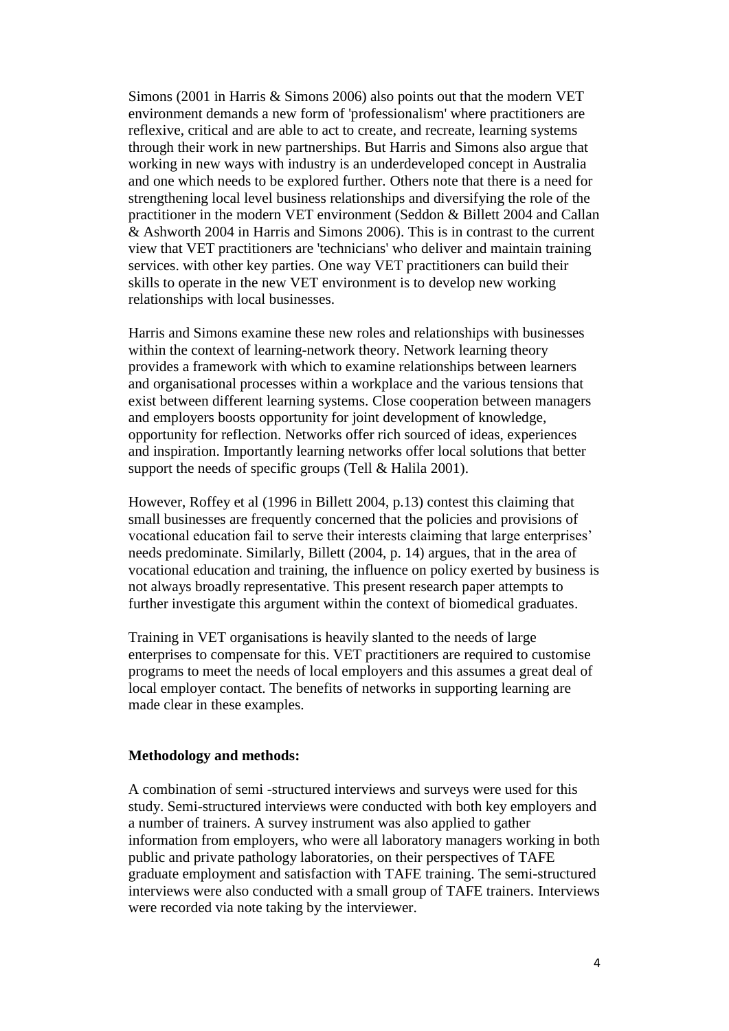Simons (2001 in Harris & Simons 2006) also points out that the modern VET environment demands a new form of 'professionalism' where practitioners are reflexive, critical and are able to act to create, and recreate, learning systems through their work in new partnerships. But Harris and Simons also argue that working in new ways with industry is an underdeveloped concept in Australia and one which needs to be explored further. Others note that there is a need for strengthening local level business relationships and diversifying the role of the practitioner in the modern VET environment (Seddon & Billett 2004 and Callan & Ashworth 2004 in Harris and Simons 2006). This is in contrast to the current view that VET practitioners are 'technicians' who deliver and maintain training services. with other key parties. One way VET practitioners can build their skills to operate in the new VET environment is to develop new working relationships with local businesses.

Harris and Simons examine these new roles and relationships with businesses within the context of learning-network theory. Network learning theory provides a framework with which to examine relationships between learners and organisational processes within a workplace and the various tensions that exist between different learning systems. Close cooperation between managers and employers boosts opportunity for joint development of knowledge, opportunity for reflection. Networks offer rich sourced of ideas, experiences and inspiration. Importantly learning networks offer local solutions that better support the needs of specific groups (Tell & Halila 2001).

However, Roffey et al (1996 in Billett 2004, p.13) contest this claiming that small businesses are frequently concerned that the policies and provisions of vocational education fail to serve their interests claiming that large enterprises' needs predominate. Similarly, Billett (2004, p. 14) argues, that in the area of vocational education and training, the influence on policy exerted by business is not always broadly representative. This present research paper attempts to further investigate this argument within the context of biomedical graduates.

Training in VET organisations is heavily slanted to the needs of large enterprises to compensate for this. VET practitioners are required to customise programs to meet the needs of local employers and this assumes a great deal of local employer contact. The benefits of networks in supporting learning are made clear in these examples.

**Methodology and methods:**

A combination of semi -structured interviews and surveys were used for this study. Semi-structured interviews were conducted with both key employers and a number of trainers. A survey instrument was also applied to gather information from employers, who were all laboratory managers working in both public and private pathology laboratories, on their perspectives of TAFE graduate employment and satisfaction with TAFE training. The semi-structured interviews were also conducted with a small group of TAFE trainers. Interviews were recorded via note taking by the interviewer.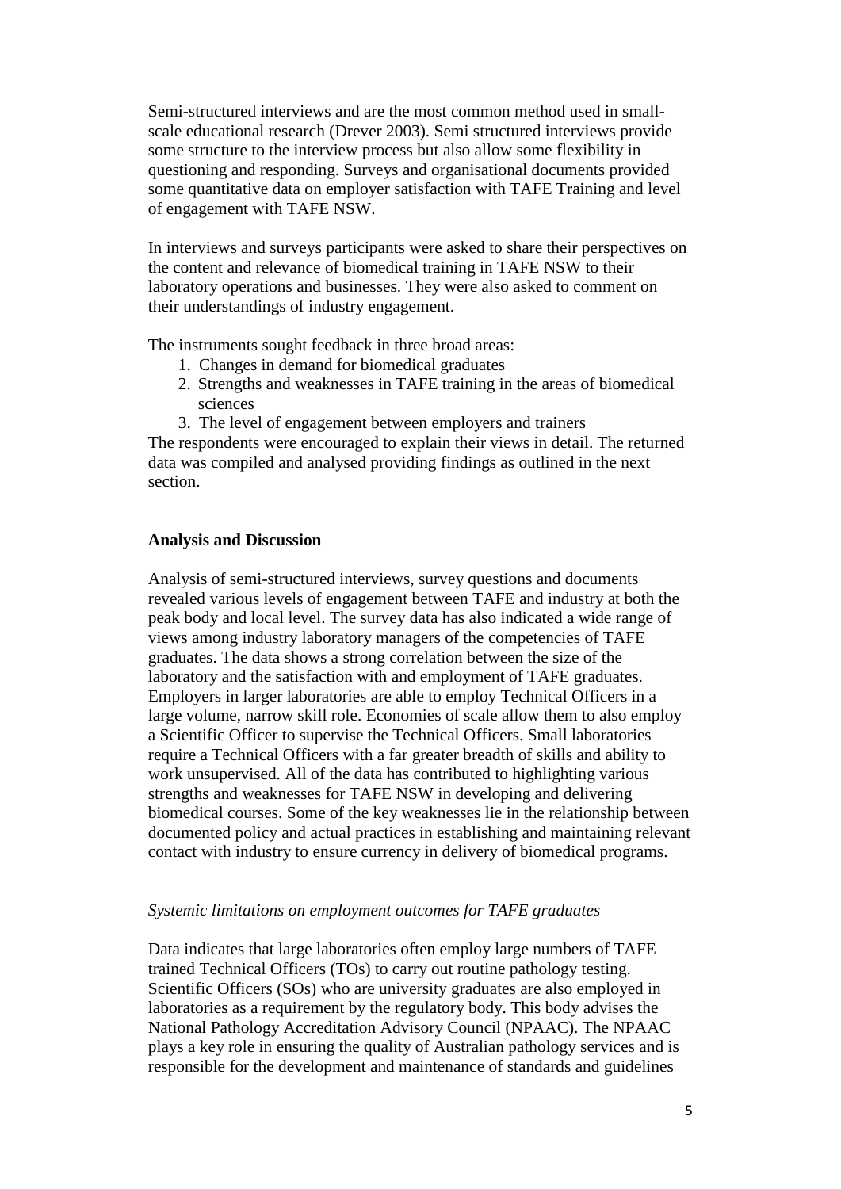Semi-structured interviews and are the most common method used in small-scale educational research (Drever 2003). Semi structured interviews provide some structure to the interview process but also allow some flexibility in questioning and responding. Surveys and organisational documents provided some quantitative data on employer satisfaction with TAFE Training and level of engagement with TAFE NSW.

In interviews and surveys participants were asked to share their perspectives on the content and relevance of biomedical training in TAFE NSW to their laboratory operations and businesses. They were also asked to comment on their understandings of industry engagement.

The instruments sought feedback in three broad areas:

1. Changes in demand for biomedical graduates
2. Strengths and weaknesses in TAFE training in the areas of biomedical sciences
3. The level of engagement between employers and trainers

The respondents were encouraged to explain their views in detail. The returned data was compiled and analysed providing findings as outlined in the next section.

**Analysis and Discussion**

Analysis of semi-structured interviews, survey questions and documents revealed various levels of engagement between TAFE and industry at both the peak body and local level. The survey data has also indicated a wide range of views among industry laboratory managers of the competencies of TAFE graduates. The data shows a strong correlation between the size of the laboratory and the satisfaction with and employment of TAFE graduates. Employers in larger laboratories are able to employ Technical Officers in a large volume, narrow skill role. Economies of scale allow them to also employ a Scientific Officer to supervise the Technical Officers. Small laboratories require a Technical Officers with a far greater breadth of skills and ability to work unsupervised. All of the data has contributed to highlighting various strengths and weaknesses for TAFE NSW in developing and delivering biomedical courses. Some of the key weaknesses lie in the relationship between documented policy and actual practices in establishing and maintaining relevant contact with industry to ensure currency in delivery of biomedical programs.

*Systemic limitations on employment outcomes for TAFE graduates*

Data indicates that large laboratories often employ large numbers of TAFE trained Technical Officers (TOs) to carry out routine pathology testing. Scientific Officers (SOs) who are university graduates are also employed in laboratories as a requirement by the regulatory body. This body advises the National Pathology Accreditation Advisory Council (NPAAC). The NPAAC plays a key role in ensuring the quality of Australian pathology services and is responsible for the development and maintenance of standards and guidelines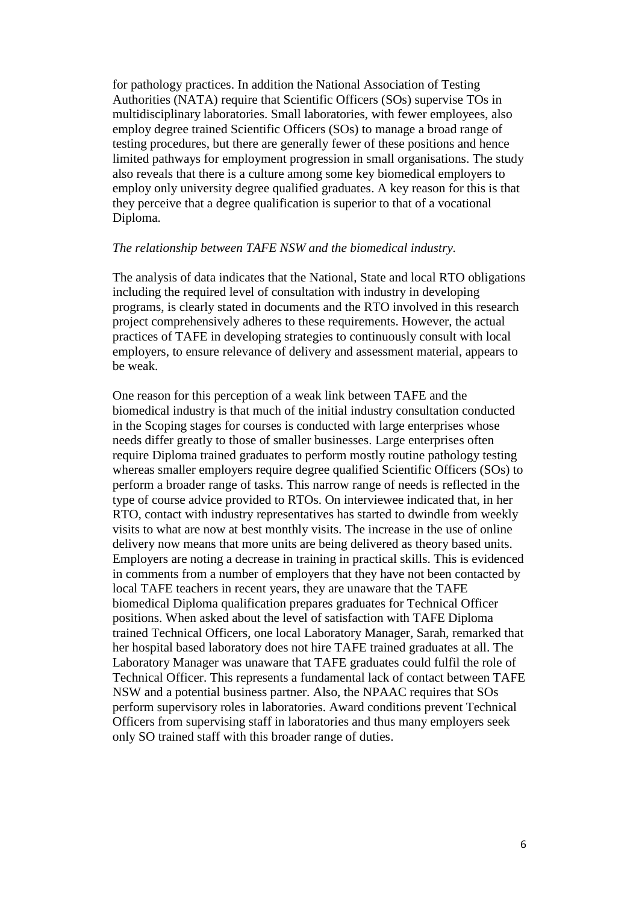for pathology practices. In addition the National Association of Testing Authorities (NATA) require that Scientific Officers (SOs) supervise TOs in multidisciplinary laboratories. Small laboratories, with fewer employees, also employ degree trained Scientific Officers (SOs) to manage a broad range of testing procedures, but there are generally fewer of these positions and hence limited pathways for employment progression in small organisations. The study also reveals that there is a culture among some key biomedical employers to employ only university degree qualified graduates. A key reason for this is that they perceive that a degree qualification is superior to that of a vocational Diploma.

*The relationship between TAFE NSW and the biomedical industry.*

The analysis of data indicates that the National, State and local RTO obligations including the required level of consultation with industry in developing programs, is clearly stated in documents and the RTO involved in this research project comprehensively adheres to these requirements. However, the actual practices of TAFE in developing strategies to continuously consult with local employers, to ensure relevance of delivery and assessment material, appears to be weak.

One reason for this perception of a weak link between TAFE and the biomedical industry is that much of the initial industry consultation conducted in the Scoping stages for courses is conducted with large enterprises whose needs differ greatly to those of smaller businesses. Large enterprises often require Diploma trained graduates to perform mostly routine pathology testing whereas smaller employers require degree qualified Scientific Officers (SOs) to perform a broader range of tasks. This narrow range of needs is reflected in the type of course advice provided to RTOs. On interviewee indicated that, in her RTO, contact with industry representatives has started to dwindle from weekly visits to what are now at best monthly visits. The increase in the use of online delivery now means that more units are being delivered as theory based units. Employers are noting a decrease in training in practical skills. This is evidenced in comments from a number of employers that they have not been contacted by local TAFE teachers in recent years, they are unaware that the TAFE biomedical Diploma qualification prepares graduates for Technical Officer positions. When asked about the level of satisfaction with TAFE Diploma trained Technical Officers, one local Laboratory Manager, Sarah, remarked that her hospital based laboratory does not hire TAFE trained graduates at all. The Laboratory Manager was unaware that TAFE graduates could fulfil the role of Technical Officer. This represents a fundamental lack of contact between TAFE NSW and a potential business partner. Also, the NPAAC requires that SOs perform supervisory roles in laboratories. Award conditions prevent Technical Officers from supervising staff in laboratories and thus many employers seek only SO trained staff with this broader range of duties.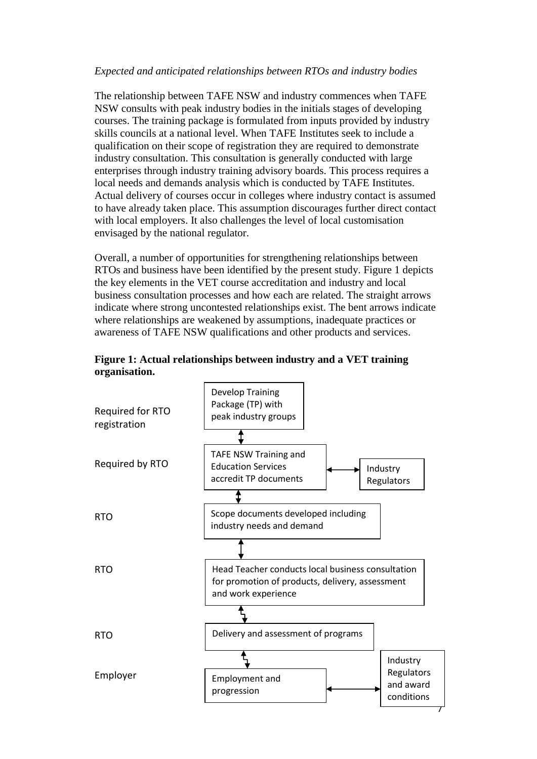*Expected and anticipated relationships between RTOs and industry bodies*

The relationship between TAFE NSW and industry commences when TAFE NSW consults with peak industry bodies in the initials stages of developing courses. The training package is formulated from inputs provided by industry skills councils at a national level. When TAFE Institutes seek to include a qualification on their scope of registration they are required to demonstrate industry consultation. This consultation is generally conducted with large enterprises through industry training advisory boards. This process requires a local needs and demands analysis which is conducted by TAFE Institutes. Actual delivery of courses occur in colleges where industry contact is assumed to have already taken place. This assumption discourages further direct contact with local employers. It also challenges the level of local customisation envisaged by the national regulator.

Overall, a number of opportunities for strengthening relationships between RTOs and business have been identified by the present study. Figure 1 depicts the key elements in the VET course accreditation and industry and local business consultation processes and how each are related. The straight arrows indicate where strong uncontested relationships exist. The bent arrows indicate where relationships are weakened by assumptions, inadequate practices or awareness of TAFE NSW qualifications and other products and services.

**Figure 1: Actual relationships between industry and a VET training organisation.**

| Stage | Process | Linked body |
|---|---|---|
| Required for RTO registration | Develop Training Package (TP) with peak industry groups | |
| Required by RTO | TAFE NSW Training and Education Services accredit TP documents | Industry Regulators |
| RTO | Scope documents developed including industry needs and demand | |
| RTO | Head Teacher conducts local business consultation for promotion of products, delivery, assessment and work experience | |
| RTO | Delivery and assessment of programs | |
| Employer | Employment and progression | Industry Regulators and award conditions |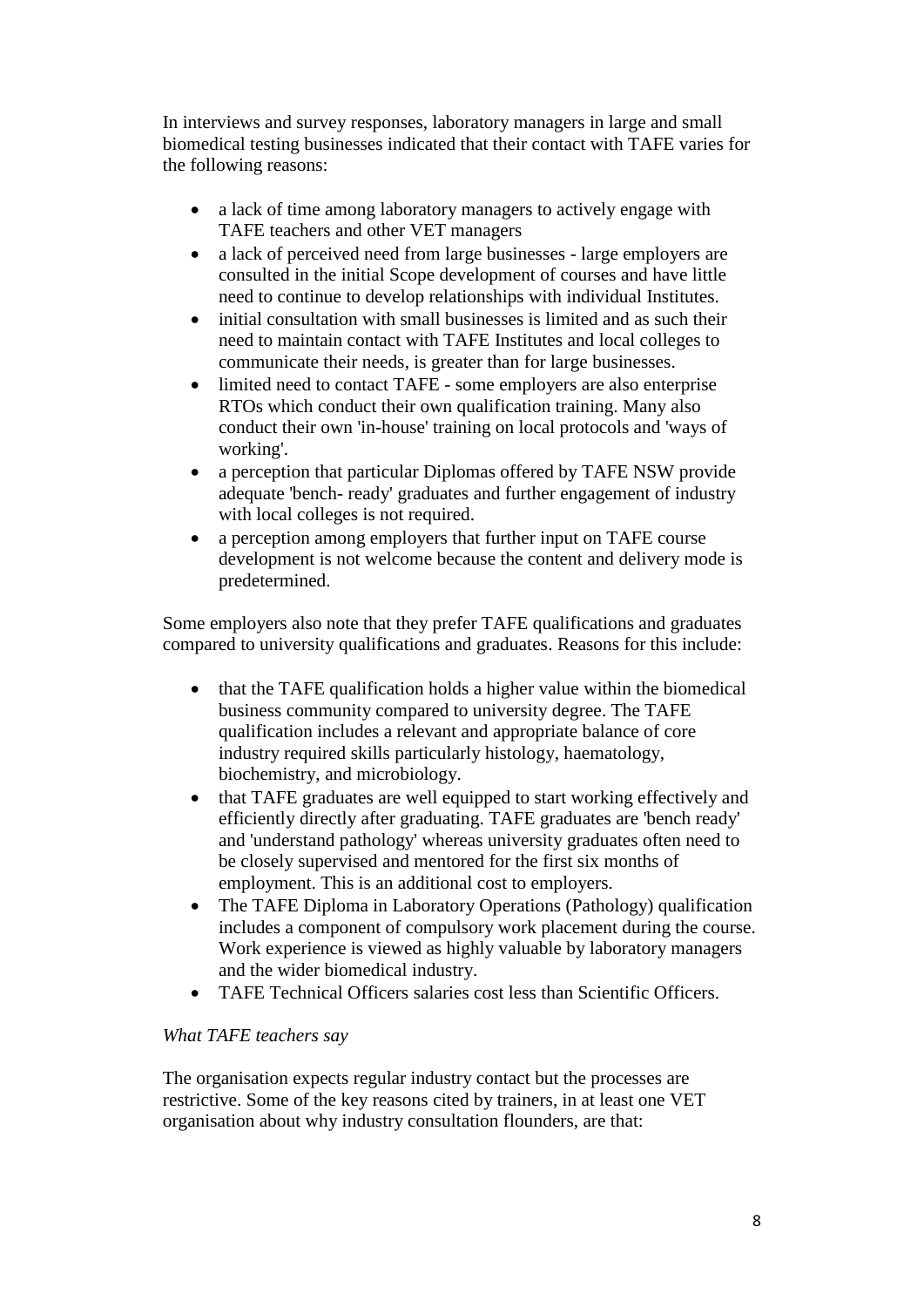In interviews and survey responses, laboratory managers in large and small biomedical testing businesses indicated that their contact with TAFE varies for the following reasons:

- a lack of time among laboratory managers to actively engage with TAFE teachers and other VET managers
- a lack of perceived need from large businesses - large employers are consulted in the initial Scope development of courses and have little need to continue to develop relationships with individual Institutes.
- initial consultation with small businesses is limited and as such their need to maintain contact with TAFE Institutes and local colleges to communicate their needs, is greater than for large businesses.
- limited need to contact TAFE - some employers are also enterprise RTOs which conduct their own qualification training. Many also conduct their own 'in-house' training on local protocols and 'ways of working'.
- a perception that particular Diplomas offered by TAFE NSW provide adequate 'bench- ready' graduates and further engagement of industry with local colleges is not required.
- a perception among employers that further input on TAFE course development is not welcome because the content and delivery mode is predetermined.

Some employers also note that they prefer TAFE qualifications and graduates compared to university qualifications and graduates. Reasons for this include:

- that the TAFE qualification holds a higher value within the biomedical business community compared to university degree. The TAFE qualification includes a relevant and appropriate balance of core industry required skills particularly histology, haematology, biochemistry, and microbiology.
- that TAFE graduates are well equipped to start working effectively and efficiently directly after graduating. TAFE graduates are 'bench ready' and 'understand pathology' whereas university graduates often need to be closely supervised and mentored for the first six months of employment. This is an additional cost to employers.
- The TAFE Diploma in Laboratory Operations (Pathology) qualification includes a component of compulsory work placement during the course. Work experience is viewed as highly valuable by laboratory managers and the wider biomedical industry.
- TAFE Technical Officers salaries cost less than Scientific Officers.

*What TAFE teachers say*

The organisation expects regular industry contact but the processes are restrictive. Some of the key reasons cited by trainers, in at least one VET organisation about why industry consultation flounders, are that: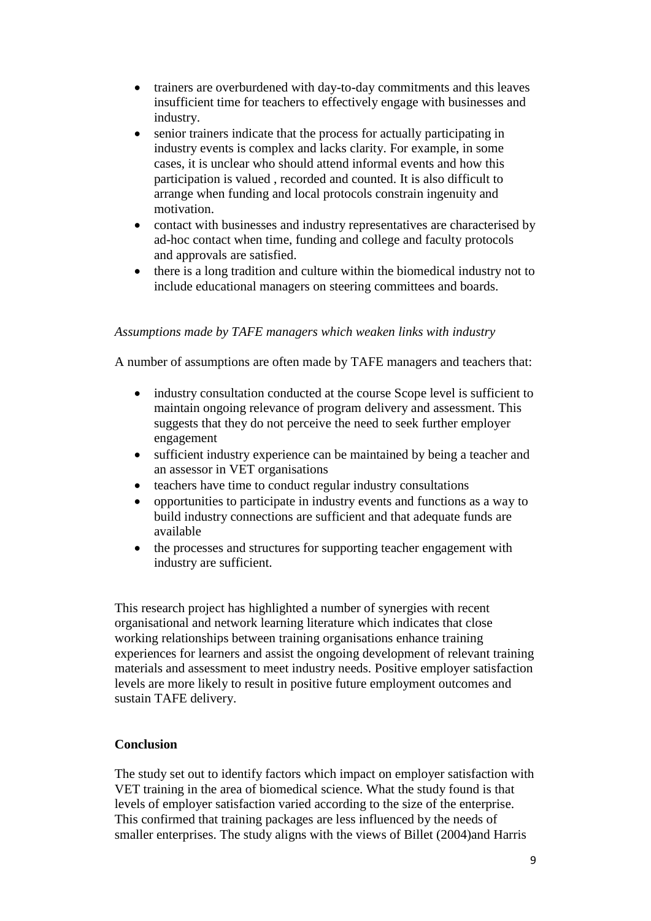- trainers are overburdened with day-to-day commitments and this leaves insufficient time for teachers to effectively engage with businesses and industry.
- senior trainers indicate that the process for actually participating in industry events is complex and lacks clarity. For example, in some cases, it is unclear who should attend informal events and how this participation is valued , recorded and counted. It is also difficult to arrange when funding and local protocols constrain ingenuity and motivation.
- contact with businesses and industry representatives are characterised by ad-hoc contact when time, funding and college and faculty protocols and approvals are satisfied.
- there is a long tradition and culture within the biomedical industry not to include educational managers on steering committees and boards.

*Assumptions made by TAFE managers which weaken links with industry*

A number of assumptions are often made by TAFE managers and teachers that:

- industry consultation conducted at the course Scope level is sufficient to maintain ongoing relevance of program delivery and assessment. This suggests that they do not perceive the need to seek further employer engagement
- sufficient industry experience can be maintained by being a teacher and an assessor in VET organisations
- teachers have time to conduct regular industry consultations
- opportunities to participate in industry events and functions as a way to build industry connections are sufficient and that adequate funds are available
- the processes and structures for supporting teacher engagement with industry are sufficient.

This research project has highlighted a number of synergies with recent organisational and network learning literature which indicates that close working relationships between training organisations enhance training experiences for learners and assist the ongoing development of relevant training materials and assessment to meet industry needs. Positive employer satisfaction levels are more likely to result in positive future employment outcomes and sustain TAFE delivery.

**Conclusion**

The study set out to identify factors which impact on employer satisfaction with VET training in the area of biomedical science. What the study found is that levels of employer satisfaction varied according to the size of the enterprise. This confirmed that training packages are less influenced by the needs of smaller enterprises. The study aligns with the views of Billet (2004)and Harris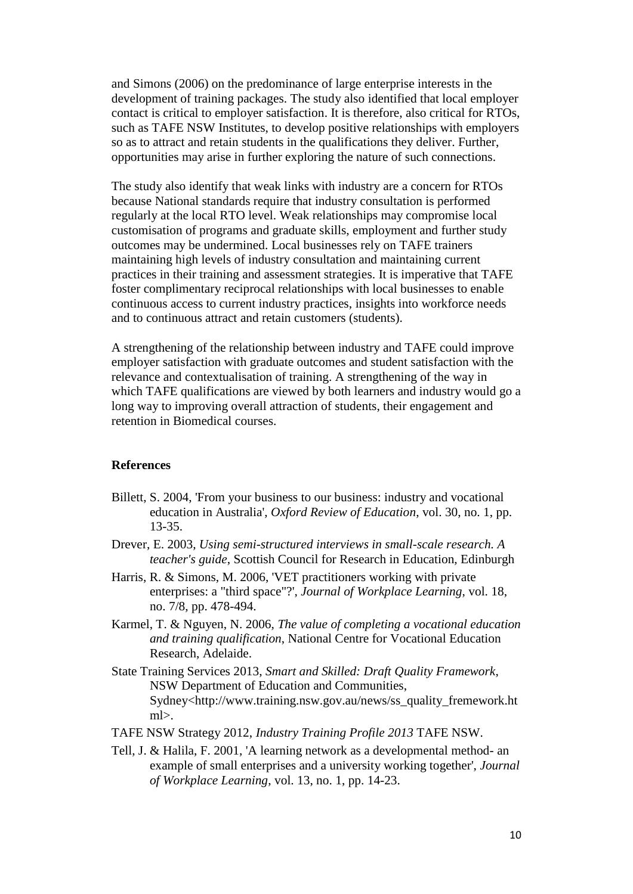and Simons (2006) on the predominance of large enterprise interests in the development of training packages. The study also identified that local employer contact is critical to employer satisfaction. It is therefore, also critical for RTOs, such as TAFE NSW Institutes, to develop positive relationships with employers so as to attract and retain students in the qualifications they deliver. Further, opportunities may arise in further exploring the nature of such connections.

The study also identify that weak links with industry are a concern for RTOs because National standards require that industry consultation is performed regularly at the local RTO level. Weak relationships may compromise local customisation of programs and graduate skills, employment and further study outcomes may be undermined. Local businesses rely on TAFE trainers maintaining high levels of industry consultation and maintaining current practices in their training and assessment strategies. It is imperative that TAFE foster complimentary reciprocal relationships with local businesses to enable continuous access to current industry practices, insights into workforce needs and to continuous attract and retain customers (students).

A strengthening of the relationship between industry and TAFE could improve employer satisfaction with graduate outcomes and student satisfaction with the relevance and contextualisation of training. A strengthening of the way in which TAFE qualifications are viewed by both learners and industry would go a long way to improving overall attraction of students, their engagement and retention in Biomedical courses.

**References**

Billett, S. 2004, 'From your business to our business: industry and vocational education in Australia', *Oxford Review of Education*, vol. 30, no. 1, pp. 13-35.

Drever, E. 2003, *Using semi-structured interviews in small-scale research. A teacher's guide*, Scottish Council for Research in Education, Edinburgh

Harris, R. & Simons, M. 2006, 'VET practitioners working with private enterprises: a "third space"?', *Journal of Workplace Learning*, vol. 18, no. 7/8, pp. 478-494.

Karmel, T. & Nguyen, N. 2006, *The value of completing a vocational education and training qualification*, National Centre for Vocational Education Research, Adelaide.

State Training Services 2013, *Smart and Skilled: Draft Quality Framework*, NSW Department of Education and Communities, Sydney<http://www.training.nsw.gov.au/news/ss_quality_fremework.html>.

TAFE NSW Strategy 2012, *Industry Training Profile 2013* TAFE NSW.

Tell, J. & Halila, F. 2001, 'A learning network as a developmental method- an example of small enterprises and a university working together', *Journal of Workplace Learning*, vol. 13, no. 1, pp. 14-23.